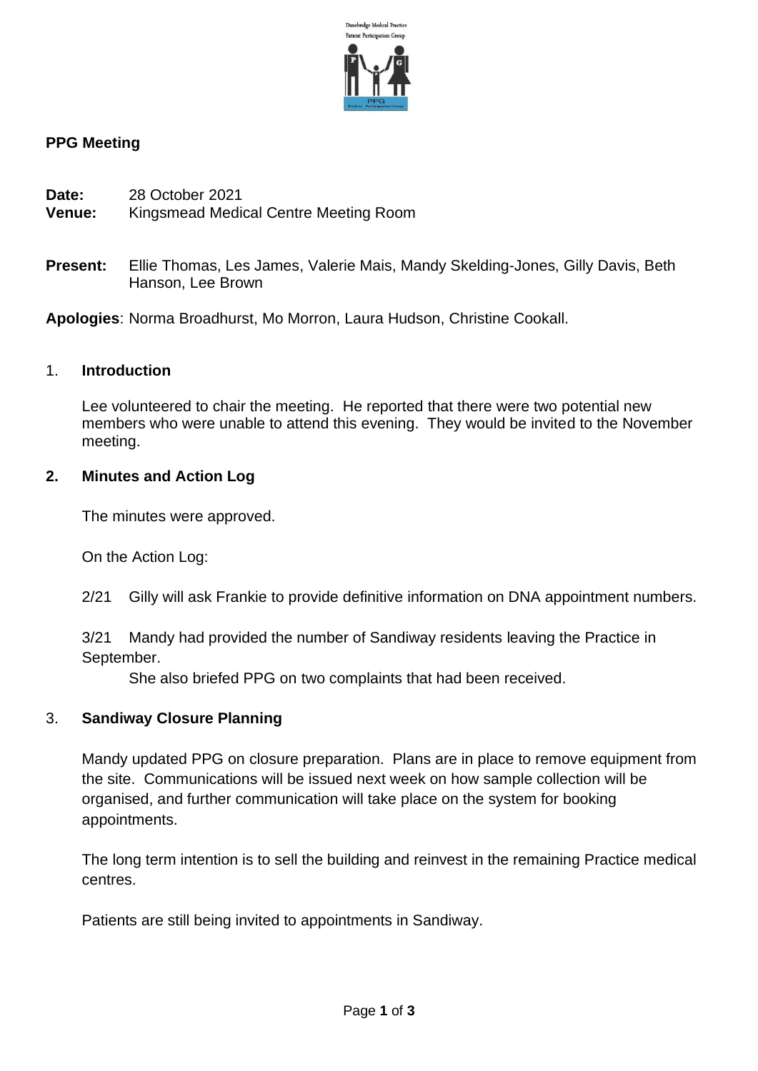## PPG Meeting

**Date:** 28 October 2021
**Venue:** Kingsmead Medical Centre Meeting Room

**Present:** Ellie Thomas, Les James, Valerie Mais, Mandy Skelding-Jones, Gilly Davis, Beth Hanson, Lee Brown

**Apologies**: Norma Broadhurst, Mo Morron, Laura Hudson, Christine Cookall.

### 1. Introduction

Lee volunteered to chair the meeting. He reported that there were two potential new members who were unable to attend this evening. They would be invited to the November meeting.

### 2. Minutes and Action Log

The minutes were approved.

On the Action Log:

2/21 Gilly will ask Frankie to provide definitive information on DNA appointment numbers.

3/21 Mandy had provided the number of Sandiway residents leaving the Practice in September.
She also briefed PPG on two complaints that had been received.

### 3. Sandiway Closure Planning

Mandy updated PPG on closure preparation. Plans are in place to remove equipment from the site. Communications will be issued next week on how sample collection will be organised, and further communication will take place on the system for booking appointments.

The long term intention is to sell the building and reinvest in the remaining Practice medical centres.

Patients are still being invited to appointments in Sandiway.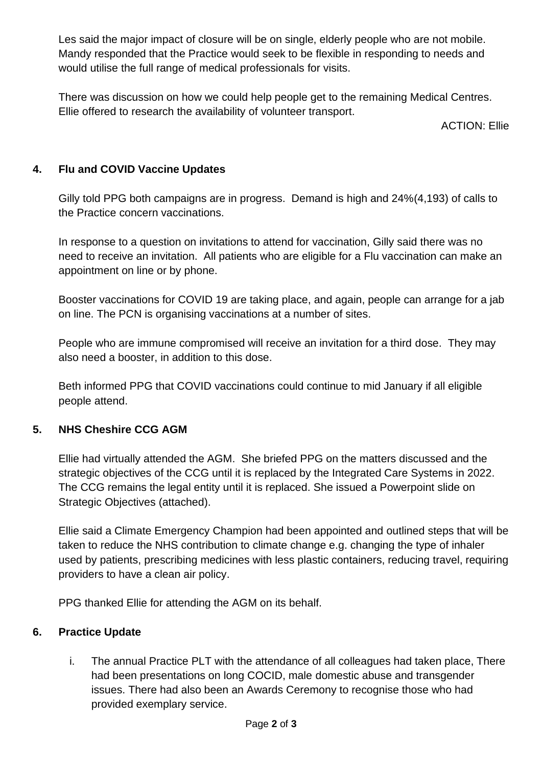Les said the major impact of closure will be on single, elderly people who are not mobile. Mandy responded that the Practice would seek to be flexible in responding to needs and would utilise the full range of medical professionals for visits.

There was discussion on how we could help people get to the remaining Medical Centres. Ellie offered to research the availability of volunteer transport.

ACTION: Ellie

**4. Flu and COVID Vaccine Updates**

Gilly told PPG both campaigns are in progress. Demand is high and 24%(4,193) of calls to the Practice concern vaccinations.

In response to a question on invitations to attend for vaccination, Gilly said there was no need to receive an invitation. All patients who are eligible for a Flu vaccination can make an appointment on line or by phone.

Booster vaccinations for COVID 19 are taking place, and again, people can arrange for a jab on line. The PCN is organising vaccinations at a number of sites.

People who are immune compromised will receive an invitation for a third dose. They may also need a booster, in addition to this dose.

Beth informed PPG that COVID vaccinations could continue to mid January if all eligible people attend.

**5. NHS Cheshire CCG AGM**

Ellie had virtually attended the AGM. She briefed PPG on the matters discussed and the strategic objectives of the CCG until it is replaced by the Integrated Care Systems in 2022. The CCG remains the legal entity until it is replaced. She issued a Powerpoint slide on Strategic Objectives (attached).

Ellie said a Climate Emergency Champion had been appointed and outlined steps that will be taken to reduce the NHS contribution to climate change e.g. changing the type of inhaler used by patients, prescribing medicines with less plastic containers, reducing travel, requiring providers to have a clean air policy.

PPG thanked Ellie for attending the AGM on its behalf.

**6. Practice Update**

i. The annual Practice PLT with the attendance of all colleagues had taken place, There had been presentations on long COCID, male domestic abuse and transgender issues. There had also been an Awards Ceremony to recognise those who had provided exemplary service.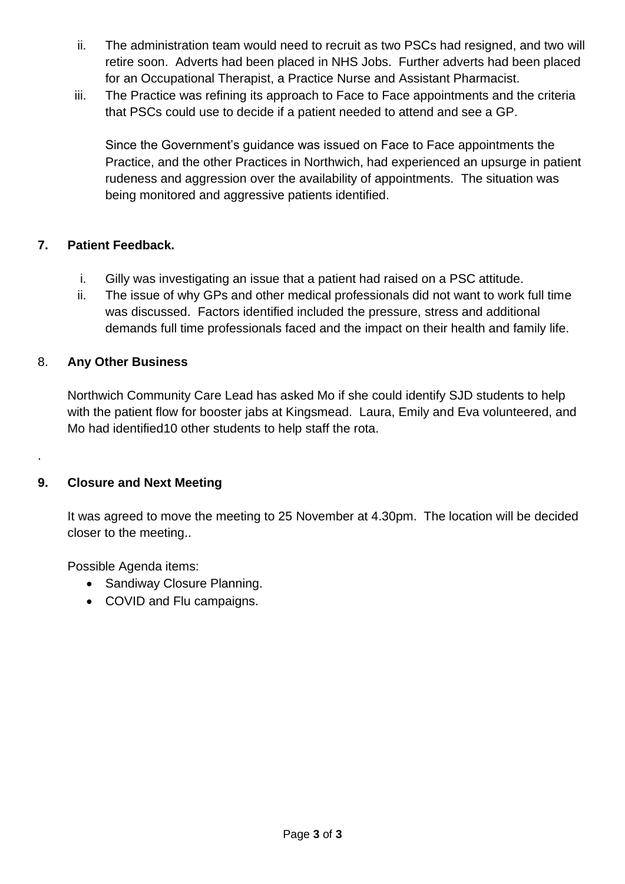ii. The administration team would need to recruit as two PSCs had resigned, and two will retire soon. Adverts had been placed in NHS Jobs. Further adverts had been placed for an Occupational Therapist, a Practice Nurse and Assistant Pharmacist.

iii. The Practice was refining its approach to Face to Face appointments and the criteria that PSCs could use to decide if a patient needed to attend and see a GP.

Since the Government's guidance was issued on Face to Face appointments the Practice, and the other Practices in Northwich, had experienced an upsurge in patient rudeness and aggression over the availability of appointments. The situation was being monitored and aggressive patients identified.

## 7. Patient Feedback.

i. Gilly was investigating an issue that a patient had raised on a PSC attitude.

ii. The issue of why GPs and other medical professionals did not want to work full time was discussed. Factors identified included the pressure, stress and additional demands full time professionals faced and the impact on their health and family life.

## 8. Any Other Business

Northwich Community Care Lead has asked Mo if she could identify SJD students to help with the patient flow for booster jabs at Kingsmead. Laura, Emily and Eva volunteered, and Mo had identified10 other students to help staff the rota.

.

## 9. Closure and Next Meeting

It was agreed to move the meeting to 25 November at 4.30pm. The location will be decided closer to the meeting..

Possible Agenda items:

- Sandiway Closure Planning.
- COVID and Flu campaigns.